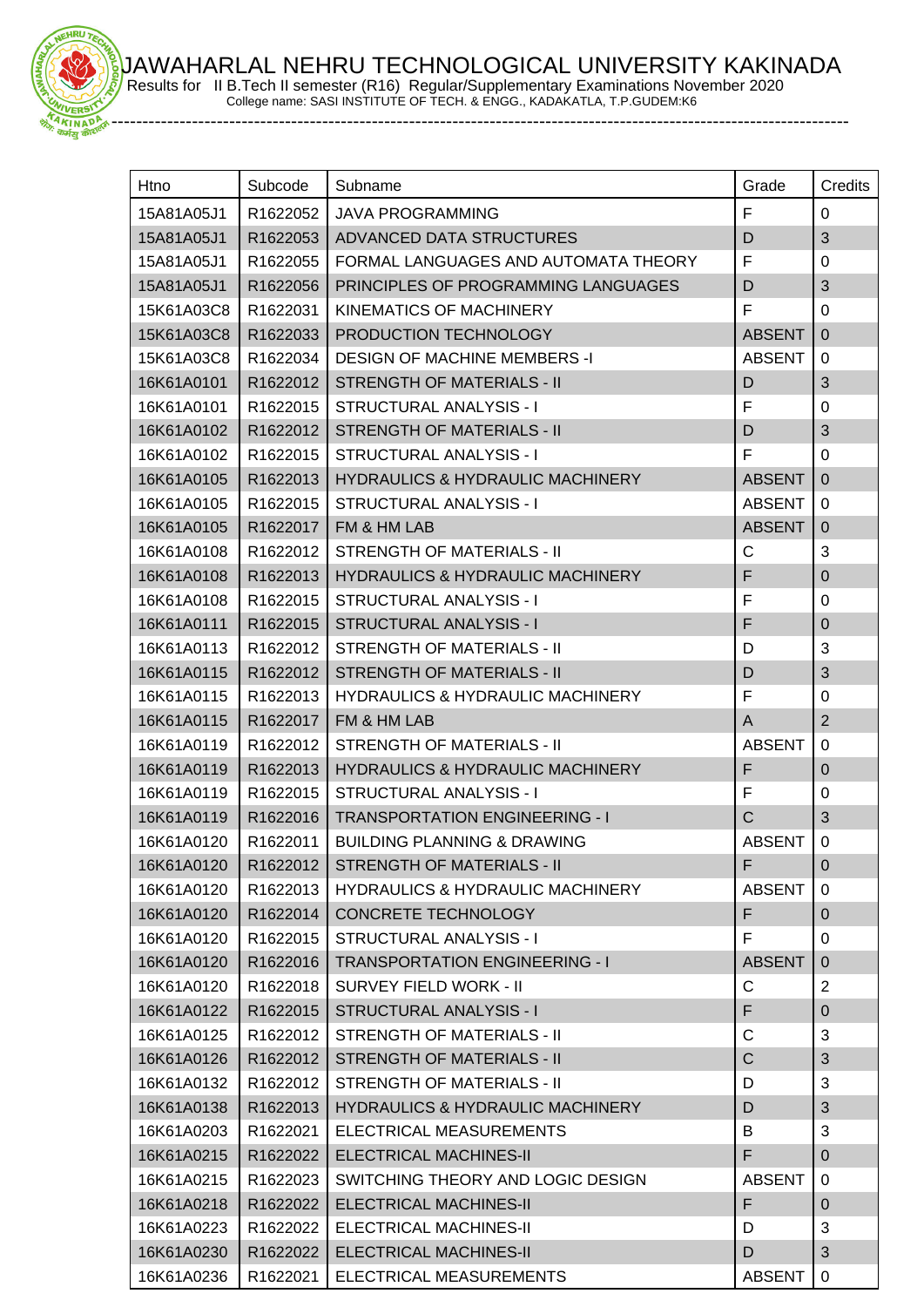# JAWAHARLAL NEHRU TECHNOLOGICAL UNIVERSITY KAKINADA

Results for II B.Tech II semester (R16) Regular/Supplementary Examinations November 2020

College name: SASI INSTITUTE OF TECH. & ENGG., KADAKATLA, T.P.GUDEM:K6

| Htno | Subcode | Subname | Grade | Credits |
|---|---|---|---|---|
| 15A81A05J1 | R1622052 | JAVA PROGRAMMING | F | 0 |
| 15A81A05J1 | R1622053 | ADVANCED DATA STRUCTURES | D | 3 |
| 15A81A05J1 | R1622055 | FORMAL LANGUAGES AND AUTOMATA THEORY | F | 0 |
| 15A81A05J1 | R1622056 | PRINCIPLES OF PROGRAMMING LANGUAGES | D | 3 |
| 15K61A03C8 | R1622031 | KINEMATICS OF MACHINERY | F | 0 |
| 15K61A03C8 | R1622033 | PRODUCTION TECHNOLOGY | ABSENT | 0 |
| 15K61A03C8 | R1622034 | DESIGN OF MACHINE MEMBERS -I | ABSENT | 0 |
| 16K61A0101 | R1622012 | STRENGTH OF MATERIALS - II | D | 3 |
| 16K61A0101 | R1622015 | STRUCTURAL ANALYSIS - I | F | 0 |
| 16K61A0102 | R1622012 | STRENGTH OF MATERIALS - II | D | 3 |
| 16K61A0102 | R1622015 | STRUCTURAL ANALYSIS - I | F | 0 |
| 16K61A0105 | R1622013 | HYDRAULICS & HYDRAULIC MACHINERY | ABSENT | 0 |
| 16K61A0105 | R1622015 | STRUCTURAL ANALYSIS - I | ABSENT | 0 |
| 16K61A0105 | R1622017 | FM & HM LAB | ABSENT | 0 |
| 16K61A0108 | R1622012 | STRENGTH OF MATERIALS - II | C | 3 |
| 16K61A0108 | R1622013 | HYDRAULICS & HYDRAULIC MACHINERY | F | 0 |
| 16K61A0108 | R1622015 | STRUCTURAL ANALYSIS - I | F | 0 |
| 16K61A0111 | R1622015 | STRUCTURAL ANALYSIS - I | F | 0 |
| 16K61A0113 | R1622012 | STRENGTH OF MATERIALS - II | D | 3 |
| 16K61A0115 | R1622012 | STRENGTH OF MATERIALS - II | D | 3 |
| 16K61A0115 | R1622013 | HYDRAULICS & HYDRAULIC MACHINERY | F | 0 |
| 16K61A0115 | R1622017 | FM & HM LAB | A | 2 |
| 16K61A0119 | R1622012 | STRENGTH OF MATERIALS - II | ABSENT | 0 |
| 16K61A0119 | R1622013 | HYDRAULICS & HYDRAULIC MACHINERY | F | 0 |
| 16K61A0119 | R1622015 | STRUCTURAL ANALYSIS - I | F | 0 |
| 16K61A0119 | R1622016 | TRANSPORTATION ENGINEERING - I | C | 3 |
| 16K61A0120 | R1622011 | BUILDING PLANNING & DRAWING | ABSENT | 0 |
| 16K61A0120 | R1622012 | STRENGTH OF MATERIALS - II | F | 0 |
| 16K61A0120 | R1622013 | HYDRAULICS & HYDRAULIC MACHINERY | ABSENT | 0 |
| 16K61A0120 | R1622014 | CONCRETE TECHNOLOGY | F | 0 |
| 16K61A0120 | R1622015 | STRUCTURAL ANALYSIS - I | F | 0 |
| 16K61A0120 | R1622016 | TRANSPORTATION ENGINEERING - I | ABSENT | 0 |
| 16K61A0120 | R1622018 | SURVEY FIELD WORK - II | C | 2 |
| 16K61A0122 | R1622015 | STRUCTURAL ANALYSIS - I | F | 0 |
| 16K61A0125 | R1622012 | STRENGTH OF MATERIALS - II | C | 3 |
| 16K61A0126 | R1622012 | STRENGTH OF MATERIALS - II | C | 3 |
| 16K61A0132 | R1622012 | STRENGTH OF MATERIALS - II | D | 3 |
| 16K61A0138 | R1622013 | HYDRAULICS & HYDRAULIC MACHINERY | D | 3 |
| 16K61A0203 | R1622021 | ELECTRICAL MEASUREMENTS | B | 3 |
| 16K61A0215 | R1622022 | ELECTRICAL MACHINES-II | F | 0 |
| 16K61A0215 | R1622023 | SWITCHING THEORY AND LOGIC DESIGN | ABSENT | 0 |
| 16K61A0218 | R1622022 | ELECTRICAL MACHINES-II | F | 0 |
| 16K61A0223 | R1622022 | ELECTRICAL MACHINES-II | D | 3 |
| 16K61A0230 | R1622022 | ELECTRICAL MACHINES-II | D | 3 |
| 16K61A0236 | R1622021 | ELECTRICAL MEASUREMENTS | ABSENT | 0 |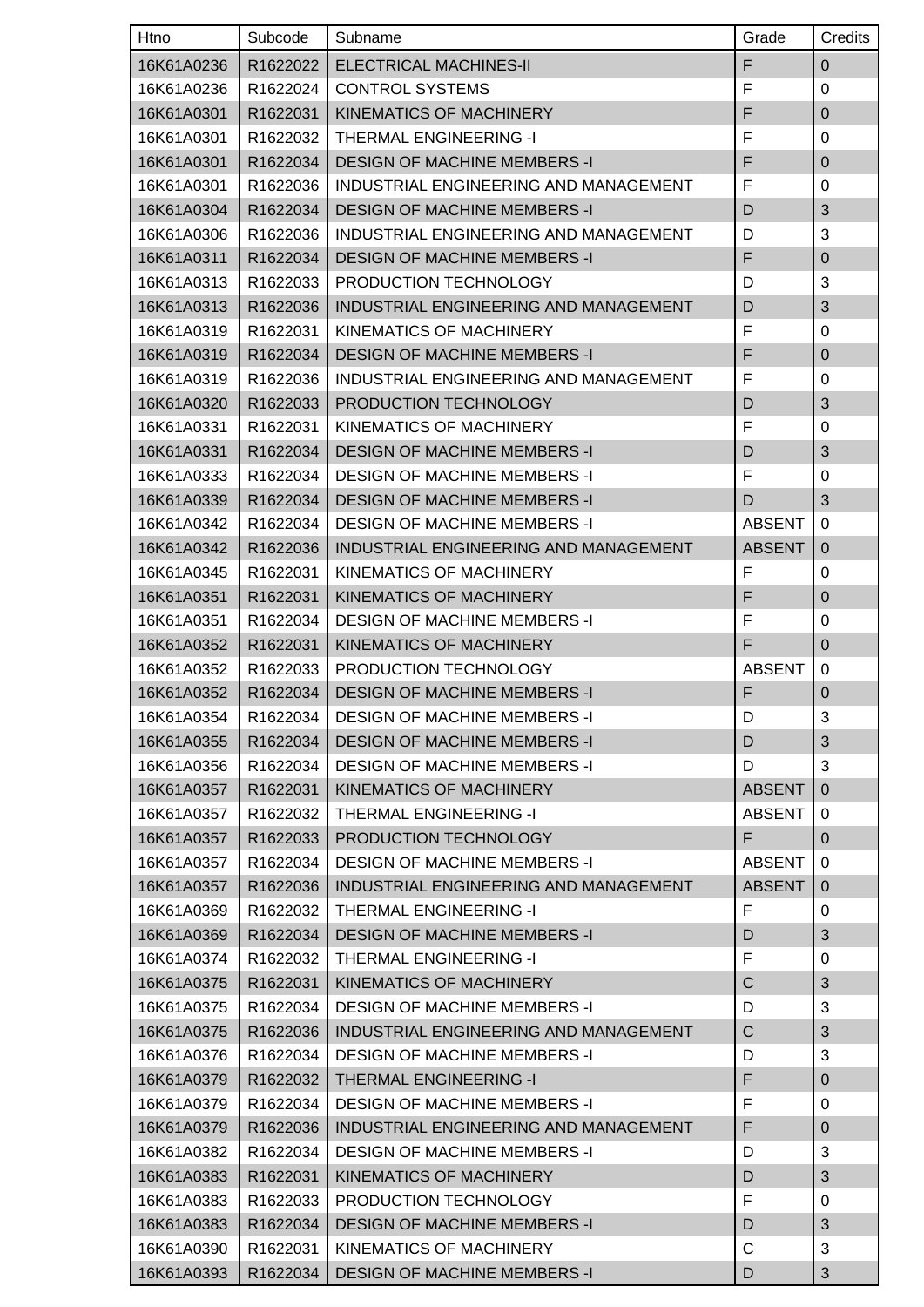| Htno | Subcode | Subname | Grade | Credits |
| --- | --- | --- | --- | --- |
| 16K61A0236 | R1622022 | ELECTRICAL MACHINES-II | F | 0 |
| 16K61A0236 | R1622024 | CONTROL SYSTEMS | F | 0 |
| 16K61A0301 | R1622031 | KINEMATICS OF MACHINERY | F | 0 |
| 16K61A0301 | R1622032 | THERMAL ENGINEERING -I | F | 0 |
| 16K61A0301 | R1622034 | DESIGN OF MACHINE MEMBERS -I | F | 0 |
| 16K61A0301 | R1622036 | INDUSTRIAL ENGINEERING AND MANAGEMENT | F | 0 |
| 16K61A0304 | R1622034 | DESIGN OF MACHINE MEMBERS -I | D | 3 |
| 16K61A0306 | R1622036 | INDUSTRIAL ENGINEERING AND MANAGEMENT | D | 3 |
| 16K61A0311 | R1622034 | DESIGN OF MACHINE MEMBERS -I | F | 0 |
| 16K61A0313 | R1622033 | PRODUCTION TECHNOLOGY | D | 3 |
| 16K61A0313 | R1622036 | INDUSTRIAL ENGINEERING AND MANAGEMENT | D | 3 |
| 16K61A0319 | R1622031 | KINEMATICS OF MACHINERY | F | 0 |
| 16K61A0319 | R1622034 | DESIGN OF MACHINE MEMBERS -I | F | 0 |
| 16K61A0319 | R1622036 | INDUSTRIAL ENGINEERING AND MANAGEMENT | F | 0 |
| 16K61A0320 | R1622033 | PRODUCTION TECHNOLOGY | D | 3 |
| 16K61A0331 | R1622031 | KINEMATICS OF MACHINERY | F | 0 |
| 16K61A0331 | R1622034 | DESIGN OF MACHINE MEMBERS -I | D | 3 |
| 16K61A0333 | R1622034 | DESIGN OF MACHINE MEMBERS -I | F | 0 |
| 16K61A0339 | R1622034 | DESIGN OF MACHINE MEMBERS -I | D | 3 |
| 16K61A0342 | R1622034 | DESIGN OF MACHINE MEMBERS -I | ABSENT | 0 |
| 16K61A0342 | R1622036 | INDUSTRIAL ENGINEERING AND MANAGEMENT | ABSENT | 0 |
| 16K61A0345 | R1622031 | KINEMATICS OF MACHINERY | F | 0 |
| 16K61A0351 | R1622031 | KINEMATICS OF MACHINERY | F | 0 |
| 16K61A0351 | R1622034 | DESIGN OF MACHINE MEMBERS -I | F | 0 |
| 16K61A0352 | R1622031 | KINEMATICS OF MACHINERY | F | 0 |
| 16K61A0352 | R1622033 | PRODUCTION TECHNOLOGY | ABSENT | 0 |
| 16K61A0352 | R1622034 | DESIGN OF MACHINE MEMBERS -I | F | 0 |
| 16K61A0354 | R1622034 | DESIGN OF MACHINE MEMBERS -I | D | 3 |
| 16K61A0355 | R1622034 | DESIGN OF MACHINE MEMBERS -I | D | 3 |
| 16K61A0356 | R1622034 | DESIGN OF MACHINE MEMBERS -I | D | 3 |
| 16K61A0357 | R1622031 | KINEMATICS OF MACHINERY | ABSENT | 0 |
| 16K61A0357 | R1622032 | THERMAL ENGINEERING -I | ABSENT | 0 |
| 16K61A0357 | R1622033 | PRODUCTION TECHNOLOGY | F | 0 |
| 16K61A0357 | R1622034 | DESIGN OF MACHINE MEMBERS -I | ABSENT | 0 |
| 16K61A0357 | R1622036 | INDUSTRIAL ENGINEERING AND MANAGEMENT | ABSENT | 0 |
| 16K61A0369 | R1622032 | THERMAL ENGINEERING -I | F | 0 |
| 16K61A0369 | R1622034 | DESIGN OF MACHINE MEMBERS -I | D | 3 |
| 16K61A0374 | R1622032 | THERMAL ENGINEERING -I | F | 0 |
| 16K61A0375 | R1622031 | KINEMATICS OF MACHINERY | C | 3 |
| 16K61A0375 | R1622034 | DESIGN OF MACHINE MEMBERS -I | D | 3 |
| 16K61A0375 | R1622036 | INDUSTRIAL ENGINEERING AND MANAGEMENT | C | 3 |
| 16K61A0376 | R1622034 | DESIGN OF MACHINE MEMBERS -I | D | 3 |
| 16K61A0379 | R1622032 | THERMAL ENGINEERING -I | F | 0 |
| 16K61A0379 | R1622034 | DESIGN OF MACHINE MEMBERS -I | F | 0 |
| 16K61A0379 | R1622036 | INDUSTRIAL ENGINEERING AND MANAGEMENT | F | 0 |
| 16K61A0382 | R1622034 | DESIGN OF MACHINE MEMBERS -I | D | 3 |
| 16K61A0383 | R1622031 | KINEMATICS OF MACHINERY | D | 3 |
| 16K61A0383 | R1622033 | PRODUCTION TECHNOLOGY | F | 0 |
| 16K61A0383 | R1622034 | DESIGN OF MACHINE MEMBERS -I | D | 3 |
| 16K61A0390 | R1622031 | KINEMATICS OF MACHINERY | C | 3 |
| 16K61A0393 | R1622034 | DESIGN OF MACHINE MEMBERS -I | D | 3 |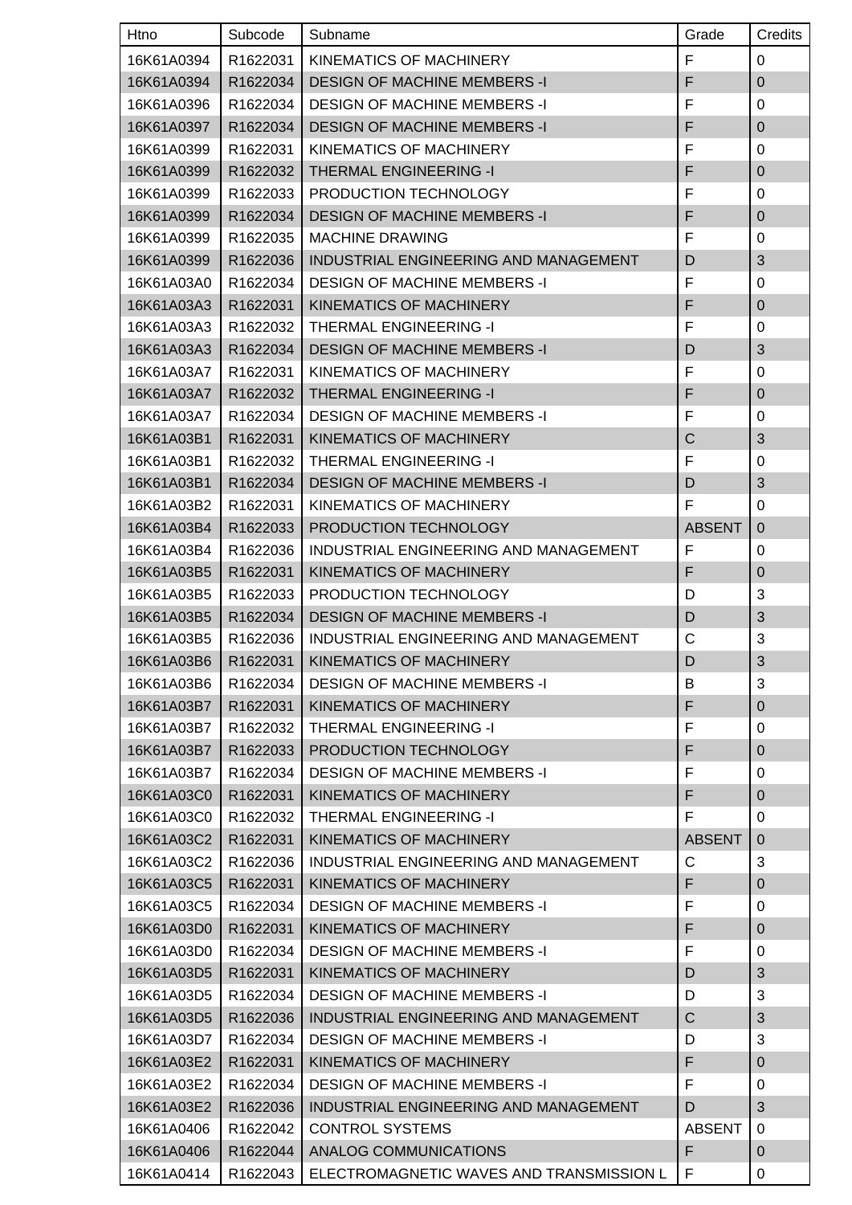| Htno | Subcode | Subname | Grade | Credits |
|---|---|---|---|---|
| 16K61A0394 | R1622031 | KINEMATICS OF MACHINERY | F | 0 |
| 16K61A0394 | R1622034 | DESIGN OF MACHINE MEMBERS -I | F | 0 |
| 16K61A0396 | R1622034 | DESIGN OF MACHINE MEMBERS -I | F | 0 |
| 16K61A0397 | R1622034 | DESIGN OF MACHINE MEMBERS -I | F | 0 |
| 16K61A0399 | R1622031 | KINEMATICS OF MACHINERY | F | 0 |
| 16K61A0399 | R1622032 | THERMAL ENGINEERING -I | F | 0 |
| 16K61A0399 | R1622033 | PRODUCTION TECHNOLOGY | F | 0 |
| 16K61A0399 | R1622034 | DESIGN OF MACHINE MEMBERS -I | F | 0 |
| 16K61A0399 | R1622035 | MACHINE DRAWING | F | 0 |
| 16K61A0399 | R1622036 | INDUSTRIAL ENGINEERING AND MANAGEMENT | D | 3 |
| 16K61A03A0 | R1622034 | DESIGN OF MACHINE MEMBERS -I | F | 0 |
| 16K61A03A3 | R1622031 | KINEMATICS OF MACHINERY | F | 0 |
| 16K61A03A3 | R1622032 | THERMAL ENGINEERING -I | F | 0 |
| 16K61A03A3 | R1622034 | DESIGN OF MACHINE MEMBERS -I | D | 3 |
| 16K61A03A7 | R1622031 | KINEMATICS OF MACHINERY | F | 0 |
| 16K61A03A7 | R1622032 | THERMAL ENGINEERING -I | F | 0 |
| 16K61A03A7 | R1622034 | DESIGN OF MACHINE MEMBERS -I | F | 0 |
| 16K61A03B1 | R1622031 | KINEMATICS OF MACHINERY | C | 3 |
| 16K61A03B1 | R1622032 | THERMAL ENGINEERING -I | F | 0 |
| 16K61A03B1 | R1622034 | DESIGN OF MACHINE MEMBERS -I | D | 3 |
| 16K61A03B2 | R1622031 | KINEMATICS OF MACHINERY | F | 0 |
| 16K61A03B4 | R1622033 | PRODUCTION TECHNOLOGY | ABSENT | 0 |
| 16K61A03B4 | R1622036 | INDUSTRIAL ENGINEERING AND MANAGEMENT | F | 0 |
| 16K61A03B5 | R1622031 | KINEMATICS OF MACHINERY | F | 0 |
| 16K61A03B5 | R1622033 | PRODUCTION TECHNOLOGY | D | 3 |
| 16K61A03B5 | R1622034 | DESIGN OF MACHINE MEMBERS -I | D | 3 |
| 16K61A03B5 | R1622036 | INDUSTRIAL ENGINEERING AND MANAGEMENT | C | 3 |
| 16K61A03B6 | R1622031 | KINEMATICS OF MACHINERY | D | 3 |
| 16K61A03B6 | R1622034 | DESIGN OF MACHINE MEMBERS -I | B | 3 |
| 16K61A03B7 | R1622031 | KINEMATICS OF MACHINERY | F | 0 |
| 16K61A03B7 | R1622032 | THERMAL ENGINEERING -I | F | 0 |
| 16K61A03B7 | R1622033 | PRODUCTION TECHNOLOGY | F | 0 |
| 16K61A03B7 | R1622034 | DESIGN OF MACHINE MEMBERS -I | F | 0 |
| 16K61A03C0 | R1622031 | KINEMATICS OF MACHINERY | F | 0 |
| 16K61A03C0 | R1622032 | THERMAL ENGINEERING -I | F | 0 |
| 16K61A03C2 | R1622031 | KINEMATICS OF MACHINERY | ABSENT | 0 |
| 16K61A03C2 | R1622036 | INDUSTRIAL ENGINEERING AND MANAGEMENT | C | 3 |
| 16K61A03C5 | R1622031 | KINEMATICS OF MACHINERY | F | 0 |
| 16K61A03C5 | R1622034 | DESIGN OF MACHINE MEMBERS -I | F | 0 |
| 16K61A03D0 | R1622031 | KINEMATICS OF MACHINERY | F | 0 |
| 16K61A03D0 | R1622034 | DESIGN OF MACHINE MEMBERS -I | F | 0 |
| 16K61A03D5 | R1622031 | KINEMATICS OF MACHINERY | D | 3 |
| 16K61A03D5 | R1622034 | DESIGN OF MACHINE MEMBERS -I | D | 3 |
| 16K61A03D5 | R1622036 | INDUSTRIAL ENGINEERING AND MANAGEMENT | C | 3 |
| 16K61A03D7 | R1622034 | DESIGN OF MACHINE MEMBERS -I | D | 3 |
| 16K61A03E2 | R1622031 | KINEMATICS OF MACHINERY | F | 0 |
| 16K61A03E2 | R1622034 | DESIGN OF MACHINE MEMBERS -I | F | 0 |
| 16K61A03E2 | R1622036 | INDUSTRIAL ENGINEERING AND MANAGEMENT | D | 3 |
| 16K61A0406 | R1622042 | CONTROL SYSTEMS | ABSENT | 0 |
| 16K61A0406 | R1622044 | ANALOG COMMUNICATIONS | F | 0 |
| 16K61A0414 | R1622043 | ELECTROMAGNETIC WAVES AND TRANSMISSION L | F | 0 |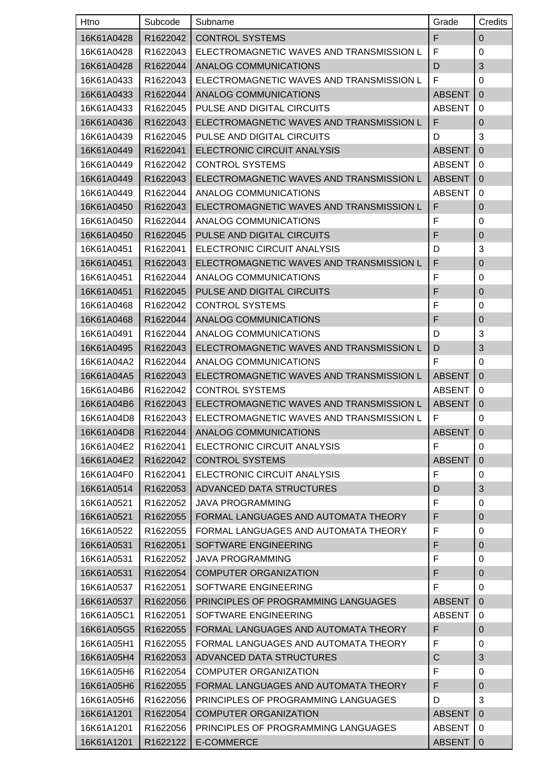| Htno | Subcode | Subname | Grade | Credits |
|---|---|---|---|---|
| 16K61A0428 | R1622042 | CONTROL SYSTEMS | F | 0 |
| 16K61A0428 | R1622043 | ELECTROMAGNETIC WAVES AND TRANSMISSION L | F | 0 |
| 16K61A0428 | R1622044 | ANALOG COMMUNICATIONS | D | 3 |
| 16K61A0433 | R1622043 | ELECTROMAGNETIC WAVES AND TRANSMISSION L | F | 0 |
| 16K61A0433 | R1622044 | ANALOG COMMUNICATIONS | ABSENT | 0 |
| 16K61A0433 | R1622045 | PULSE AND DIGITAL CIRCUITS | ABSENT | 0 |
| 16K61A0436 | R1622043 | ELECTROMAGNETIC WAVES AND TRANSMISSION L | F | 0 |
| 16K61A0439 | R1622045 | PULSE AND DIGITAL CIRCUITS | D | 3 |
| 16K61A0449 | R1622041 | ELECTRONIC CIRCUIT ANALYSIS | ABSENT | 0 |
| 16K61A0449 | R1622042 | CONTROL SYSTEMS | ABSENT | 0 |
| 16K61A0449 | R1622043 | ELECTROMAGNETIC WAVES AND TRANSMISSION L | ABSENT | 0 |
| 16K61A0449 | R1622044 | ANALOG COMMUNICATIONS | ABSENT | 0 |
| 16K61A0450 | R1622043 | ELECTROMAGNETIC WAVES AND TRANSMISSION L | F | 0 |
| 16K61A0450 | R1622044 | ANALOG COMMUNICATIONS | F | 0 |
| 16K61A0450 | R1622045 | PULSE AND DIGITAL CIRCUITS | F | 0 |
| 16K61A0451 | R1622041 | ELECTRONIC CIRCUIT ANALYSIS | D | 3 |
| 16K61A0451 | R1622043 | ELECTROMAGNETIC WAVES AND TRANSMISSION L | F | 0 |
| 16K61A0451 | R1622044 | ANALOG COMMUNICATIONS | F | 0 |
| 16K61A0451 | R1622045 | PULSE AND DIGITAL CIRCUITS | F | 0 |
| 16K61A0468 | R1622042 | CONTROL SYSTEMS | F | 0 |
| 16K61A0468 | R1622044 | ANALOG COMMUNICATIONS | F | 0 |
| 16K61A0491 | R1622044 | ANALOG COMMUNICATIONS | D | 3 |
| 16K61A0495 | R1622043 | ELECTROMAGNETIC WAVES AND TRANSMISSION L | D | 3 |
| 16K61A04A2 | R1622044 | ANALOG COMMUNICATIONS | F | 0 |
| 16K61A04A5 | R1622043 | ELECTROMAGNETIC WAVES AND TRANSMISSION L | ABSENT | 0 |
| 16K61A04B6 | R1622042 | CONTROL SYSTEMS | ABSENT | 0 |
| 16K61A04B6 | R1622043 | ELECTROMAGNETIC WAVES AND TRANSMISSION L | ABSENT | 0 |
| 16K61A04D8 | R1622043 | ELECTROMAGNETIC WAVES AND TRANSMISSION L | F | 0 |
| 16K61A04D8 | R1622044 | ANALOG COMMUNICATIONS | ABSENT | 0 |
| 16K61A04E2 | R1622041 | ELECTRONIC CIRCUIT ANALYSIS | F | 0 |
| 16K61A04E2 | R1622042 | CONTROL SYSTEMS | ABSENT | 0 |
| 16K61A04F0 | R1622041 | ELECTRONIC CIRCUIT ANALYSIS | F | 0 |
| 16K61A0514 | R1622053 | ADVANCED DATA STRUCTURES | D | 3 |
| 16K61A0521 | R1622052 | JAVA PROGRAMMING | F | 0 |
| 16K61A0521 | R1622055 | FORMAL LANGUAGES AND AUTOMATA THEORY | F | 0 |
| 16K61A0522 | R1622055 | FORMAL LANGUAGES AND AUTOMATA THEORY | F | 0 |
| 16K61A0531 | R1622051 | SOFTWARE ENGINEERING | F | 0 |
| 16K61A0531 | R1622052 | JAVA PROGRAMMING | F | 0 |
| 16K61A0531 | R1622054 | COMPUTER ORGANIZATION | F | 0 |
| 16K61A0537 | R1622051 | SOFTWARE ENGINEERING | F | 0 |
| 16K61A0537 | R1622056 | PRINCIPLES OF PROGRAMMING LANGUAGES | ABSENT | 0 |
| 16K61A05C1 | R1622051 | SOFTWARE ENGINEERING | ABSENT | 0 |
| 16K61A05G5 | R1622055 | FORMAL LANGUAGES AND AUTOMATA THEORY | F | 0 |
| 16K61A05H1 | R1622055 | FORMAL LANGUAGES AND AUTOMATA THEORY | F | 0 |
| 16K61A05H4 | R1622053 | ADVANCED DATA STRUCTURES | C | 3 |
| 16K61A05H6 | R1622054 | COMPUTER ORGANIZATION | F | 0 |
| 16K61A05H6 | R1622055 | FORMAL LANGUAGES AND AUTOMATA THEORY | F | 0 |
| 16K61A05H6 | R1622056 | PRINCIPLES OF PROGRAMMING LANGUAGES | D | 3 |
| 16K61A1201 | R1622054 | COMPUTER ORGANIZATION | ABSENT | 0 |
| 16K61A1201 | R1622056 | PRINCIPLES OF PROGRAMMING LANGUAGES | ABSENT | 0 |
| 16K61A1201 | R1622122 | E-COMMERCE | ABSENT | 0 |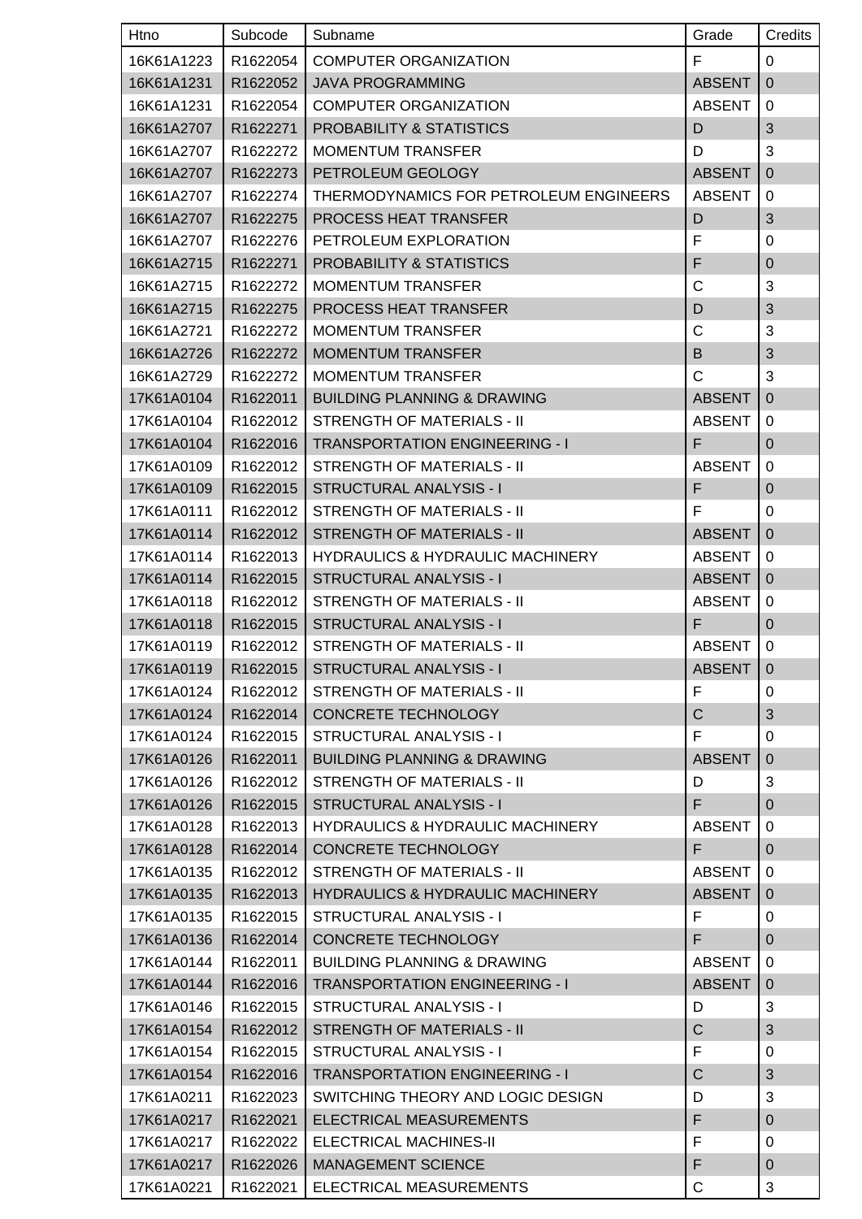| Htno | Subcode | Subname | Grade | Credits |
|---|---|---|---|---|
| 16K61A1223 | R1622054 | COMPUTER ORGANIZATION | F | 0 |
| 16K61A1231 | R1622052 | JAVA PROGRAMMING | ABSENT | 0 |
| 16K61A1231 | R1622054 | COMPUTER ORGANIZATION | ABSENT | 0 |
| 16K61A2707 | R1622271 | PROBABILITY & STATISTICS | D | 3 |
| 16K61A2707 | R1622272 | MOMENTUM TRANSFER | D | 3 |
| 16K61A2707 | R1622273 | PETROLEUM GEOLOGY | ABSENT | 0 |
| 16K61A2707 | R1622274 | THERMODYNAMICS FOR PETROLEUM ENGINEERS | ABSENT | 0 |
| 16K61A2707 | R1622275 | PROCESS HEAT TRANSFER | D | 3 |
| 16K61A2707 | R1622276 | PETROLEUM EXPLORATION | F | 0 |
| 16K61A2715 | R1622271 | PROBABILITY & STATISTICS | F | 0 |
| 16K61A2715 | R1622272 | MOMENTUM TRANSFER | C | 3 |
| 16K61A2715 | R1622275 | PROCESS HEAT TRANSFER | D | 3 |
| 16K61A2721 | R1622272 | MOMENTUM TRANSFER | C | 3 |
| 16K61A2726 | R1622272 | MOMENTUM TRANSFER | B | 3 |
| 16K61A2729 | R1622272 | MOMENTUM TRANSFER | C | 3 |
| 17K61A0104 | R1622011 | BUILDING PLANNING & DRAWING | ABSENT | 0 |
| 17K61A0104 | R1622012 | STRENGTH OF MATERIALS - II | ABSENT | 0 |
| 17K61A0104 | R1622016 | TRANSPORTATION ENGINEERING - I | F | 0 |
| 17K61A0109 | R1622012 | STRENGTH OF MATERIALS - II | ABSENT | 0 |
| 17K61A0109 | R1622015 | STRUCTURAL ANALYSIS - I | F | 0 |
| 17K61A0111 | R1622012 | STRENGTH OF MATERIALS - II | F | 0 |
| 17K61A0114 | R1622012 | STRENGTH OF MATERIALS - II | ABSENT | 0 |
| 17K61A0114 | R1622013 | HYDRAULICS & HYDRAULIC MACHINERY | ABSENT | 0 |
| 17K61A0114 | R1622015 | STRUCTURAL ANALYSIS - I | ABSENT | 0 |
| 17K61A0118 | R1622012 | STRENGTH OF MATERIALS - II | ABSENT | 0 |
| 17K61A0118 | R1622015 | STRUCTURAL ANALYSIS - I | F | 0 |
| 17K61A0119 | R1622012 | STRENGTH OF MATERIALS - II | ABSENT | 0 |
| 17K61A0119 | R1622015 | STRUCTURAL ANALYSIS - I | ABSENT | 0 |
| 17K61A0124 | R1622012 | STRENGTH OF MATERIALS - II | F | 0 |
| 17K61A0124 | R1622014 | CONCRETE TECHNOLOGY | C | 3 |
| 17K61A0124 | R1622015 | STRUCTURAL ANALYSIS - I | F | 0 |
| 17K61A0126 | R1622011 | BUILDING PLANNING & DRAWING | ABSENT | 0 |
| 17K61A0126 | R1622012 | STRENGTH OF MATERIALS - II | D | 3 |
| 17K61A0126 | R1622015 | STRUCTURAL ANALYSIS - I | F | 0 |
| 17K61A0128 | R1622013 | HYDRAULICS & HYDRAULIC MACHINERY | ABSENT | 0 |
| 17K61A0128 | R1622014 | CONCRETE TECHNOLOGY | F | 0 |
| 17K61A0135 | R1622012 | STRENGTH OF MATERIALS - II | ABSENT | 0 |
| 17K61A0135 | R1622013 | HYDRAULICS & HYDRAULIC MACHINERY | ABSENT | 0 |
| 17K61A0135 | R1622015 | STRUCTURAL ANALYSIS - I | F | 0 |
| 17K61A0136 | R1622014 | CONCRETE TECHNOLOGY | F | 0 |
| 17K61A0144 | R1622011 | BUILDING PLANNING & DRAWING | ABSENT | 0 |
| 17K61A0144 | R1622016 | TRANSPORTATION ENGINEERING - I | ABSENT | 0 |
| 17K61A0146 | R1622015 | STRUCTURAL ANALYSIS - I | D | 3 |
| 17K61A0154 | R1622012 | STRENGTH OF MATERIALS - II | C | 3 |
| 17K61A0154 | R1622015 | STRUCTURAL ANALYSIS - I | F | 0 |
| 17K61A0154 | R1622016 | TRANSPORTATION ENGINEERING - I | C | 3 |
| 17K61A0211 | R1622023 | SWITCHING THEORY AND LOGIC DESIGN | D | 3 |
| 17K61A0217 | R1622021 | ELECTRICAL MEASUREMENTS | F | 0 |
| 17K61A0217 | R1622022 | ELECTRICAL MACHINES-II | F | 0 |
| 17K61A0217 | R1622026 | MANAGEMENT SCIENCE | F | 0 |
| 17K61A0221 | R1622021 | ELECTRICAL MEASUREMENTS | C | 3 |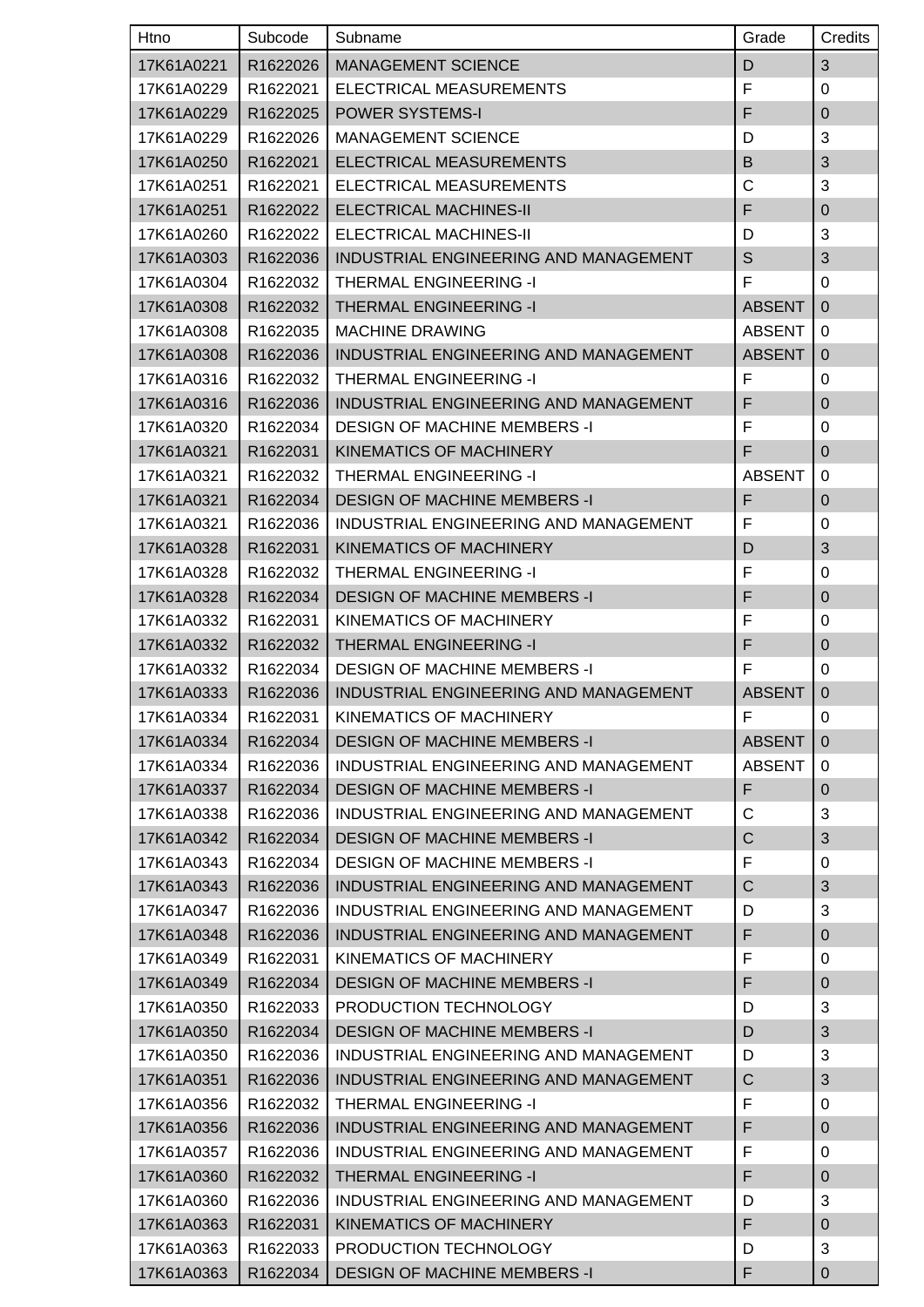| Htno | Subcode | Subname | Grade | Credits |
| --- | --- | --- | --- | --- |
| 17K61A0221 | R1622026 | MANAGEMENT SCIENCE | D | 3 |
| 17K61A0229 | R1622021 | ELECTRICAL MEASUREMENTS | F | 0 |
| 17K61A0229 | R1622025 | POWER SYSTEMS-I | F | 0 |
| 17K61A0229 | R1622026 | MANAGEMENT SCIENCE | D | 3 |
| 17K61A0250 | R1622021 | ELECTRICAL MEASUREMENTS | B | 3 |
| 17K61A0251 | R1622021 | ELECTRICAL MEASUREMENTS | C | 3 |
| 17K61A0251 | R1622022 | ELECTRICAL MACHINES-II | F | 0 |
| 17K61A0260 | R1622022 | ELECTRICAL MACHINES-II | D | 3 |
| 17K61A0303 | R1622036 | INDUSTRIAL ENGINEERING AND MANAGEMENT | S | 3 |
| 17K61A0304 | R1622032 | THERMAL ENGINEERING -I | F | 0 |
| 17K61A0308 | R1622032 | THERMAL ENGINEERING -I | ABSENT | 0 |
| 17K61A0308 | R1622035 | MACHINE DRAWING | ABSENT | 0 |
| 17K61A0308 | R1622036 | INDUSTRIAL ENGINEERING AND MANAGEMENT | ABSENT | 0 |
| 17K61A0316 | R1622032 | THERMAL ENGINEERING -I | F | 0 |
| 17K61A0316 | R1622036 | INDUSTRIAL ENGINEERING AND MANAGEMENT | F | 0 |
| 17K61A0320 | R1622034 | DESIGN OF MACHINE MEMBERS -I | F | 0 |
| 17K61A0321 | R1622031 | KINEMATICS OF MACHINERY | F | 0 |
| 17K61A0321 | R1622032 | THERMAL ENGINEERING -I | ABSENT | 0 |
| 17K61A0321 | R1622034 | DESIGN OF MACHINE MEMBERS -I | F | 0 |
| 17K61A0321 | R1622036 | INDUSTRIAL ENGINEERING AND MANAGEMENT | F | 0 |
| 17K61A0328 | R1622031 | KINEMATICS OF MACHINERY | D | 3 |
| 17K61A0328 | R1622032 | THERMAL ENGINEERING -I | F | 0 |
| 17K61A0328 | R1622034 | DESIGN OF MACHINE MEMBERS -I | F | 0 |
| 17K61A0332 | R1622031 | KINEMATICS OF MACHINERY | F | 0 |
| 17K61A0332 | R1622032 | THERMAL ENGINEERING -I | F | 0 |
| 17K61A0332 | R1622034 | DESIGN OF MACHINE MEMBERS -I | F | 0 |
| 17K61A0333 | R1622036 | INDUSTRIAL ENGINEERING AND MANAGEMENT | ABSENT | 0 |
| 17K61A0334 | R1622031 | KINEMATICS OF MACHINERY | F | 0 |
| 17K61A0334 | R1622034 | DESIGN OF MACHINE MEMBERS -I | ABSENT | 0 |
| 17K61A0334 | R1622036 | INDUSTRIAL ENGINEERING AND MANAGEMENT | ABSENT | 0 |
| 17K61A0337 | R1622034 | DESIGN OF MACHINE MEMBERS -I | F | 0 |
| 17K61A0338 | R1622036 | INDUSTRIAL ENGINEERING AND MANAGEMENT | C | 3 |
| 17K61A0342 | R1622034 | DESIGN OF MACHINE MEMBERS -I | C | 3 |
| 17K61A0343 | R1622034 | DESIGN OF MACHINE MEMBERS -I | F | 0 |
| 17K61A0343 | R1622036 | INDUSTRIAL ENGINEERING AND MANAGEMENT | C | 3 |
| 17K61A0347 | R1622036 | INDUSTRIAL ENGINEERING AND MANAGEMENT | D | 3 |
| 17K61A0348 | R1622036 | INDUSTRIAL ENGINEERING AND MANAGEMENT | F | 0 |
| 17K61A0349 | R1622031 | KINEMATICS OF MACHINERY | F | 0 |
| 17K61A0349 | R1622034 | DESIGN OF MACHINE MEMBERS -I | F | 0 |
| 17K61A0350 | R1622033 | PRODUCTION TECHNOLOGY | D | 3 |
| 17K61A0350 | R1622034 | DESIGN OF MACHINE MEMBERS -I | D | 3 |
| 17K61A0350 | R1622036 | INDUSTRIAL ENGINEERING AND MANAGEMENT | D | 3 |
| 17K61A0351 | R1622036 | INDUSTRIAL ENGINEERING AND MANAGEMENT | C | 3 |
| 17K61A0356 | R1622032 | THERMAL ENGINEERING -I | F | 0 |
| 17K61A0356 | R1622036 | INDUSTRIAL ENGINEERING AND MANAGEMENT | F | 0 |
| 17K61A0357 | R1622036 | INDUSTRIAL ENGINEERING AND MANAGEMENT | F | 0 |
| 17K61A0360 | R1622032 | THERMAL ENGINEERING -I | F | 0 |
| 17K61A0360 | R1622036 | INDUSTRIAL ENGINEERING AND MANAGEMENT | D | 3 |
| 17K61A0363 | R1622031 | KINEMATICS OF MACHINERY | F | 0 |
| 17K61A0363 | R1622033 | PRODUCTION TECHNOLOGY | D | 3 |
| 17K61A0363 | R1622034 | DESIGN OF MACHINE MEMBERS -I | F | 0 |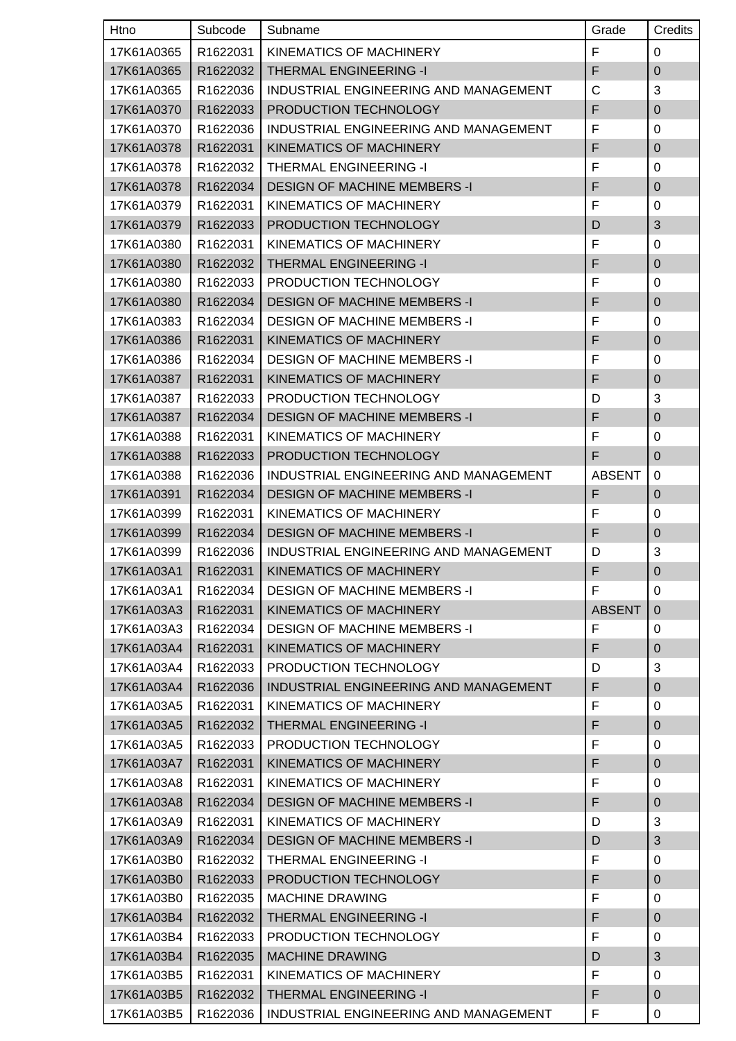| Htno | Subcode | Subname | Grade | Credits |
|---|---|---|---|---|
| 17K61A0365 | R1622031 | KINEMATICS OF MACHINERY | F | 0 |
| 17K61A0365 | R1622032 | THERMAL ENGINEERING -I | F | 0 |
| 17K61A0365 | R1622036 | INDUSTRIAL ENGINEERING AND MANAGEMENT | C | 3 |
| 17K61A0370 | R1622033 | PRODUCTION TECHNOLOGY | F | 0 |
| 17K61A0370 | R1622036 | INDUSTRIAL ENGINEERING AND MANAGEMENT | F | 0 |
| 17K61A0378 | R1622031 | KINEMATICS OF MACHINERY | F | 0 |
| 17K61A0378 | R1622032 | THERMAL ENGINEERING -I | F | 0 |
| 17K61A0378 | R1622034 | DESIGN OF MACHINE MEMBERS -I | F | 0 |
| 17K61A0379 | R1622031 | KINEMATICS OF MACHINERY | F | 0 |
| 17K61A0379 | R1622033 | PRODUCTION TECHNOLOGY | D | 3 |
| 17K61A0380 | R1622031 | KINEMATICS OF MACHINERY | F | 0 |
| 17K61A0380 | R1622032 | THERMAL ENGINEERING -I | F | 0 |
| 17K61A0380 | R1622033 | PRODUCTION TECHNOLOGY | F | 0 |
| 17K61A0380 | R1622034 | DESIGN OF MACHINE MEMBERS -I | F | 0 |
| 17K61A0383 | R1622034 | DESIGN OF MACHINE MEMBERS -I | F | 0 |
| 17K61A0386 | R1622031 | KINEMATICS OF MACHINERY | F | 0 |
| 17K61A0386 | R1622034 | DESIGN OF MACHINE MEMBERS -I | F | 0 |
| 17K61A0387 | R1622031 | KINEMATICS OF MACHINERY | F | 0 |
| 17K61A0387 | R1622033 | PRODUCTION TECHNOLOGY | D | 3 |
| 17K61A0387 | R1622034 | DESIGN OF MACHINE MEMBERS -I | F | 0 |
| 17K61A0388 | R1622031 | KINEMATICS OF MACHINERY | F | 0 |
| 17K61A0388 | R1622033 | PRODUCTION TECHNOLOGY | F | 0 |
| 17K61A0388 | R1622036 | INDUSTRIAL ENGINEERING AND MANAGEMENT | ABSENT | 0 |
| 17K61A0391 | R1622034 | DESIGN OF MACHINE MEMBERS -I | F | 0 |
| 17K61A0399 | R1622031 | KINEMATICS OF MACHINERY | F | 0 |
| 17K61A0399 | R1622034 | DESIGN OF MACHINE MEMBERS -I | F | 0 |
| 17K61A0399 | R1622036 | INDUSTRIAL ENGINEERING AND MANAGEMENT | D | 3 |
| 17K61A03A1 | R1622031 | KINEMATICS OF MACHINERY | F | 0 |
| 17K61A03A1 | R1622034 | DESIGN OF MACHINE MEMBERS -I | F | 0 |
| 17K61A03A3 | R1622031 | KINEMATICS OF MACHINERY | ABSENT | 0 |
| 17K61A03A3 | R1622034 | DESIGN OF MACHINE MEMBERS -I | F | 0 |
| 17K61A03A4 | R1622031 | KINEMATICS OF MACHINERY | F | 0 |
| 17K61A03A4 | R1622033 | PRODUCTION TECHNOLOGY | D | 3 |
| 17K61A03A4 | R1622036 | INDUSTRIAL ENGINEERING AND MANAGEMENT | F | 0 |
| 17K61A03A5 | R1622031 | KINEMATICS OF MACHINERY | F | 0 |
| 17K61A03A5 | R1622032 | THERMAL ENGINEERING -I | F | 0 |
| 17K61A03A5 | R1622033 | PRODUCTION TECHNOLOGY | F | 0 |
| 17K61A03A7 | R1622031 | KINEMATICS OF MACHINERY | F | 0 |
| 17K61A03A8 | R1622031 | KINEMATICS OF MACHINERY | F | 0 |
| 17K61A03A8 | R1622034 | DESIGN OF MACHINE MEMBERS -I | F | 0 |
| 17K61A03A9 | R1622031 | KINEMATICS OF MACHINERY | D | 3 |
| 17K61A03A9 | R1622034 | DESIGN OF MACHINE MEMBERS -I | D | 3 |
| 17K61A03B0 | R1622032 | THERMAL ENGINEERING -I | F | 0 |
| 17K61A03B0 | R1622033 | PRODUCTION TECHNOLOGY | F | 0 |
| 17K61A03B0 | R1622035 | MACHINE DRAWING | F | 0 |
| 17K61A03B4 | R1622032 | THERMAL ENGINEERING -I | F | 0 |
| 17K61A03B4 | R1622033 | PRODUCTION TECHNOLOGY | F | 0 |
| 17K61A03B4 | R1622035 | MACHINE DRAWING | D | 3 |
| 17K61A03B5 | R1622031 | KINEMATICS OF MACHINERY | F | 0 |
| 17K61A03B5 | R1622032 | THERMAL ENGINEERING -I | F | 0 |
| 17K61A03B5 | R1622036 | INDUSTRIAL ENGINEERING AND MANAGEMENT | F | 0 |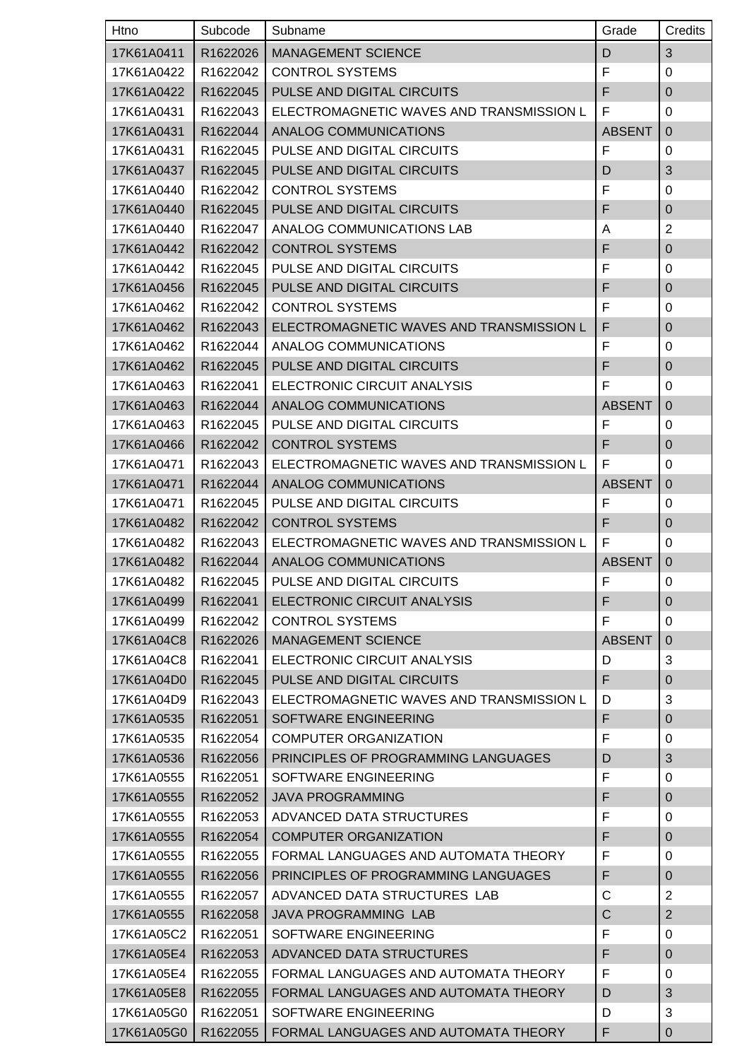| Htno | Subcode | Subname | Grade | Credits |
|---|---|---|---|---|
| 17K61A0411 | R1622026 | MANAGEMENT SCIENCE | D | 3 |
| 17K61A0422 | R1622042 | CONTROL SYSTEMS | F | 0 |
| 17K61A0422 | R1622045 | PULSE AND DIGITAL CIRCUITS | F | 0 |
| 17K61A0431 | R1622043 | ELECTROMAGNETIC WAVES AND TRANSMISSION L | F | 0 |
| 17K61A0431 | R1622044 | ANALOG COMMUNICATIONS | ABSENT | 0 |
| 17K61A0431 | R1622045 | PULSE AND DIGITAL CIRCUITS | F | 0 |
| 17K61A0437 | R1622045 | PULSE AND DIGITAL CIRCUITS | D | 3 |
| 17K61A0440 | R1622042 | CONTROL SYSTEMS | F | 0 |
| 17K61A0440 | R1622045 | PULSE AND DIGITAL CIRCUITS | F | 0 |
| 17K61A0440 | R1622047 | ANALOG COMMUNICATIONS LAB | A | 2 |
| 17K61A0442 | R1622042 | CONTROL SYSTEMS | F | 0 |
| 17K61A0442 | R1622045 | PULSE AND DIGITAL CIRCUITS | F | 0 |
| 17K61A0456 | R1622045 | PULSE AND DIGITAL CIRCUITS | F | 0 |
| 17K61A0462 | R1622042 | CONTROL SYSTEMS | F | 0 |
| 17K61A0462 | R1622043 | ELECTROMAGNETIC WAVES AND TRANSMISSION L | F | 0 |
| 17K61A0462 | R1622044 | ANALOG COMMUNICATIONS | F | 0 |
| 17K61A0462 | R1622045 | PULSE AND DIGITAL CIRCUITS | F | 0 |
| 17K61A0463 | R1622041 | ELECTRONIC CIRCUIT ANALYSIS | F | 0 |
| 17K61A0463 | R1622044 | ANALOG COMMUNICATIONS | ABSENT | 0 |
| 17K61A0463 | R1622045 | PULSE AND DIGITAL CIRCUITS | F | 0 |
| 17K61A0466 | R1622042 | CONTROL SYSTEMS | F | 0 |
| 17K61A0471 | R1622043 | ELECTROMAGNETIC WAVES AND TRANSMISSION L | F | 0 |
| 17K61A0471 | R1622044 | ANALOG COMMUNICATIONS | ABSENT | 0 |
| 17K61A0471 | R1622045 | PULSE AND DIGITAL CIRCUITS | F | 0 |
| 17K61A0482 | R1622042 | CONTROL SYSTEMS | F | 0 |
| 17K61A0482 | R1622043 | ELECTROMAGNETIC WAVES AND TRANSMISSION L | F | 0 |
| 17K61A0482 | R1622044 | ANALOG COMMUNICATIONS | ABSENT | 0 |
| 17K61A0482 | R1622045 | PULSE AND DIGITAL CIRCUITS | F | 0 |
| 17K61A0499 | R1622041 | ELECTRONIC CIRCUIT ANALYSIS | F | 0 |
| 17K61A0499 | R1622042 | CONTROL SYSTEMS | F | 0 |
| 17K61A04C8 | R1622026 | MANAGEMENT SCIENCE | ABSENT | 0 |
| 17K61A04C8 | R1622041 | ELECTRONIC CIRCUIT ANALYSIS | D | 3 |
| 17K61A04D0 | R1622045 | PULSE AND DIGITAL CIRCUITS | F | 0 |
| 17K61A04D9 | R1622043 | ELECTROMAGNETIC WAVES AND TRANSMISSION L | D | 3 |
| 17K61A0535 | R1622051 | SOFTWARE ENGINEERING | F | 0 |
| 17K61A0535 | R1622054 | COMPUTER ORGANIZATION | F | 0 |
| 17K61A0536 | R1622056 | PRINCIPLES OF PROGRAMMING LANGUAGES | D | 3 |
| 17K61A0555 | R1622051 | SOFTWARE ENGINEERING | F | 0 |
| 17K61A0555 | R1622052 | JAVA PROGRAMMING | F | 0 |
| 17K61A0555 | R1622053 | ADVANCED DATA STRUCTURES | F | 0 |
| 17K61A0555 | R1622054 | COMPUTER ORGANIZATION | F | 0 |
| 17K61A0555 | R1622055 | FORMAL LANGUAGES AND AUTOMATA THEORY | F | 0 |
| 17K61A0555 | R1622056 | PRINCIPLES OF PROGRAMMING LANGUAGES | F | 0 |
| 17K61A0555 | R1622057 | ADVANCED DATA STRUCTURES LAB | C | 2 |
| 17K61A0555 | R1622058 | JAVA PROGRAMMING LAB | C | 2 |
| 17K61A05C2 | R1622051 | SOFTWARE ENGINEERING | F | 0 |
| 17K61A05E4 | R1622053 | ADVANCED DATA STRUCTURES | F | 0 |
| 17K61A05E4 | R1622055 | FORMAL LANGUAGES AND AUTOMATA THEORY | F | 0 |
| 17K61A05E8 | R1622055 | FORMAL LANGUAGES AND AUTOMATA THEORY | D | 3 |
| 17K61A05G0 | R1622051 | SOFTWARE ENGINEERING | D | 3 |
| 17K61A05G0 | R1622055 | FORMAL LANGUAGES AND AUTOMATA THEORY | F | 0 |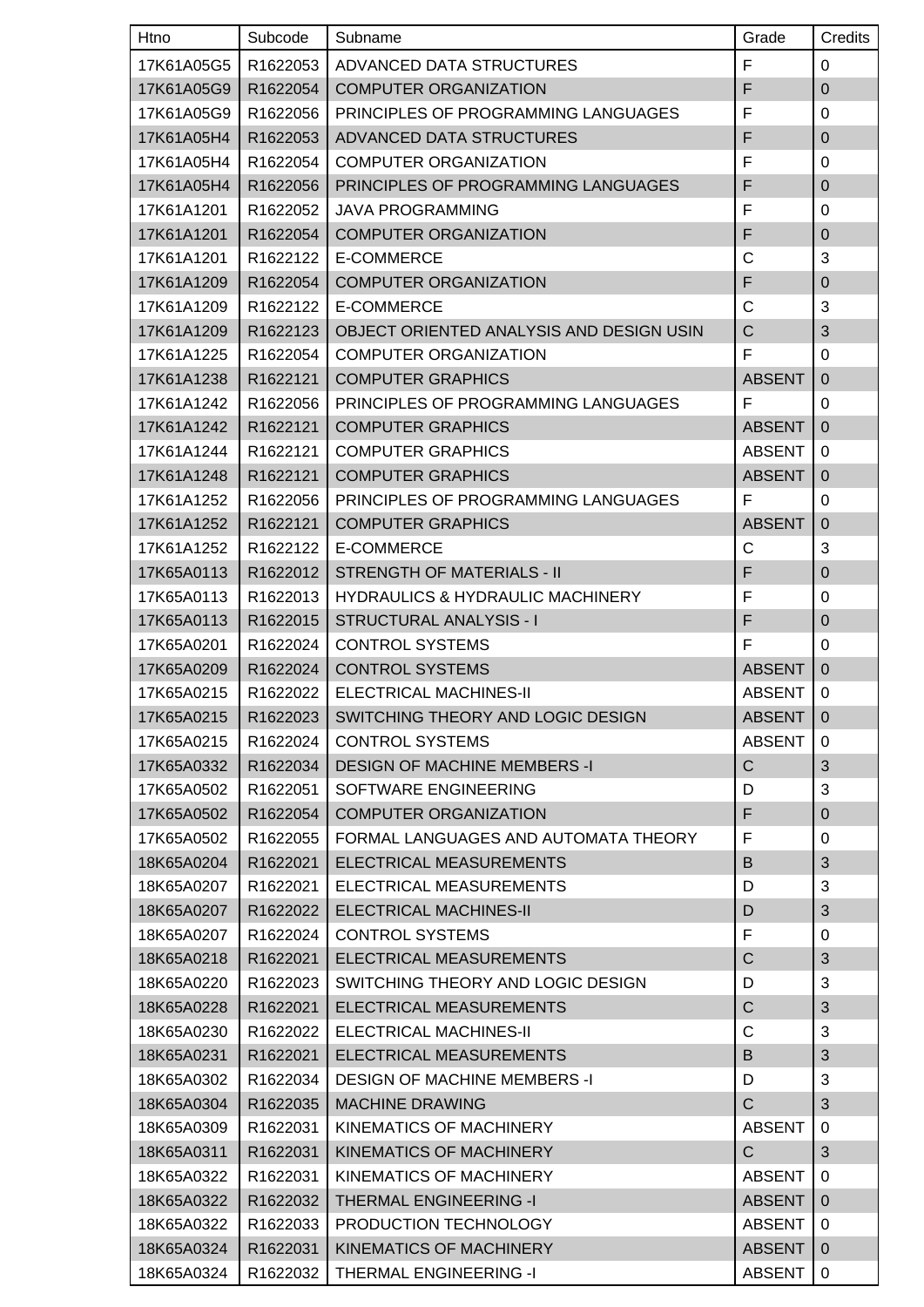| Htno | Subcode | Subname | Grade | Credits |
|---|---|---|---|---|
| 17K61A05G5 | R1622053 | ADVANCED DATA STRUCTURES | F | 0 |
| 17K61A05G9 | R1622054 | COMPUTER ORGANIZATION | F | 0 |
| 17K61A05G9 | R1622056 | PRINCIPLES OF PROGRAMMING LANGUAGES | F | 0 |
| 17K61A05H4 | R1622053 | ADVANCED DATA STRUCTURES | F | 0 |
| 17K61A05H4 | R1622054 | COMPUTER ORGANIZATION | F | 0 |
| 17K61A05H4 | R1622056 | PRINCIPLES OF PROGRAMMING LANGUAGES | F | 0 |
| 17K61A1201 | R1622052 | JAVA PROGRAMMING | F | 0 |
| 17K61A1201 | R1622054 | COMPUTER ORGANIZATION | F | 0 |
| 17K61A1201 | R1622122 | E-COMMERCE | C | 3 |
| 17K61A1209 | R1622054 | COMPUTER ORGANIZATION | F | 0 |
| 17K61A1209 | R1622122 | E-COMMERCE | C | 3 |
| 17K61A1209 | R1622123 | OBJECT ORIENTED ANALYSIS AND DESIGN USIN | C | 3 |
| 17K61A1225 | R1622054 | COMPUTER ORGANIZATION | F | 0 |
| 17K61A1238 | R1622121 | COMPUTER GRAPHICS | ABSENT | 0 |
| 17K61A1242 | R1622056 | PRINCIPLES OF PROGRAMMING LANGUAGES | F | 0 |
| 17K61A1242 | R1622121 | COMPUTER GRAPHICS | ABSENT | 0 |
| 17K61A1244 | R1622121 | COMPUTER GRAPHICS | ABSENT | 0 |
| 17K61A1248 | R1622121 | COMPUTER GRAPHICS | ABSENT | 0 |
| 17K61A1252 | R1622056 | PRINCIPLES OF PROGRAMMING LANGUAGES | F | 0 |
| 17K61A1252 | R1622121 | COMPUTER GRAPHICS | ABSENT | 0 |
| 17K61A1252 | R1622122 | E-COMMERCE | C | 3 |
| 17K65A0113 | R1622012 | STRENGTH OF MATERIALS - II | F | 0 |
| 17K65A0113 | R1622013 | HYDRAULICS & HYDRAULIC MACHINERY | F | 0 |
| 17K65A0113 | R1622015 | STRUCTURAL ANALYSIS - I | F | 0 |
| 17K65A0201 | R1622024 | CONTROL SYSTEMS | F | 0 |
| 17K65A0209 | R1622024 | CONTROL SYSTEMS | ABSENT | 0 |
| 17K65A0215 | R1622022 | ELECTRICAL MACHINES-II | ABSENT | 0 |
| 17K65A0215 | R1622023 | SWITCHING THEORY AND LOGIC DESIGN | ABSENT | 0 |
| 17K65A0215 | R1622024 | CONTROL SYSTEMS | ABSENT | 0 |
| 17K65A0332 | R1622034 | DESIGN OF MACHINE MEMBERS -I | C | 3 |
| 17K65A0502 | R1622051 | SOFTWARE ENGINEERING | D | 3 |
| 17K65A0502 | R1622054 | COMPUTER ORGANIZATION | F | 0 |
| 17K65A0502 | R1622055 | FORMAL LANGUAGES AND AUTOMATA THEORY | F | 0 |
| 18K65A0204 | R1622021 | ELECTRICAL MEASUREMENTS | B | 3 |
| 18K65A0207 | R1622021 | ELECTRICAL MEASUREMENTS | D | 3 |
| 18K65A0207 | R1622022 | ELECTRICAL MACHINES-II | D | 3 |
| 18K65A0207 | R1622024 | CONTROL SYSTEMS | F | 0 |
| 18K65A0218 | R1622021 | ELECTRICAL MEASUREMENTS | C | 3 |
| 18K65A0220 | R1622023 | SWITCHING THEORY AND LOGIC DESIGN | D | 3 |
| 18K65A0228 | R1622021 | ELECTRICAL MEASUREMENTS | C | 3 |
| 18K65A0230 | R1622022 | ELECTRICAL MACHINES-II | C | 3 |
| 18K65A0231 | R1622021 | ELECTRICAL MEASUREMENTS | B | 3 |
| 18K65A0302 | R1622034 | DESIGN OF MACHINE MEMBERS -I | D | 3 |
| 18K65A0304 | R1622035 | MACHINE DRAWING | C | 3 |
| 18K65A0309 | R1622031 | KINEMATICS OF MACHINERY | ABSENT | 0 |
| 18K65A0311 | R1622031 | KINEMATICS OF MACHINERY | C | 3 |
| 18K65A0322 | R1622031 | KINEMATICS OF MACHINERY | ABSENT | 0 |
| 18K65A0322 | R1622032 | THERMAL ENGINEERING -I | ABSENT | 0 |
| 18K65A0322 | R1622033 | PRODUCTION TECHNOLOGY | ABSENT | 0 |
| 18K65A0324 | R1622031 | KINEMATICS OF MACHINERY | ABSENT | 0 |
| 18K65A0324 | R1622032 | THERMAL ENGINEERING -I | ABSENT | 0 |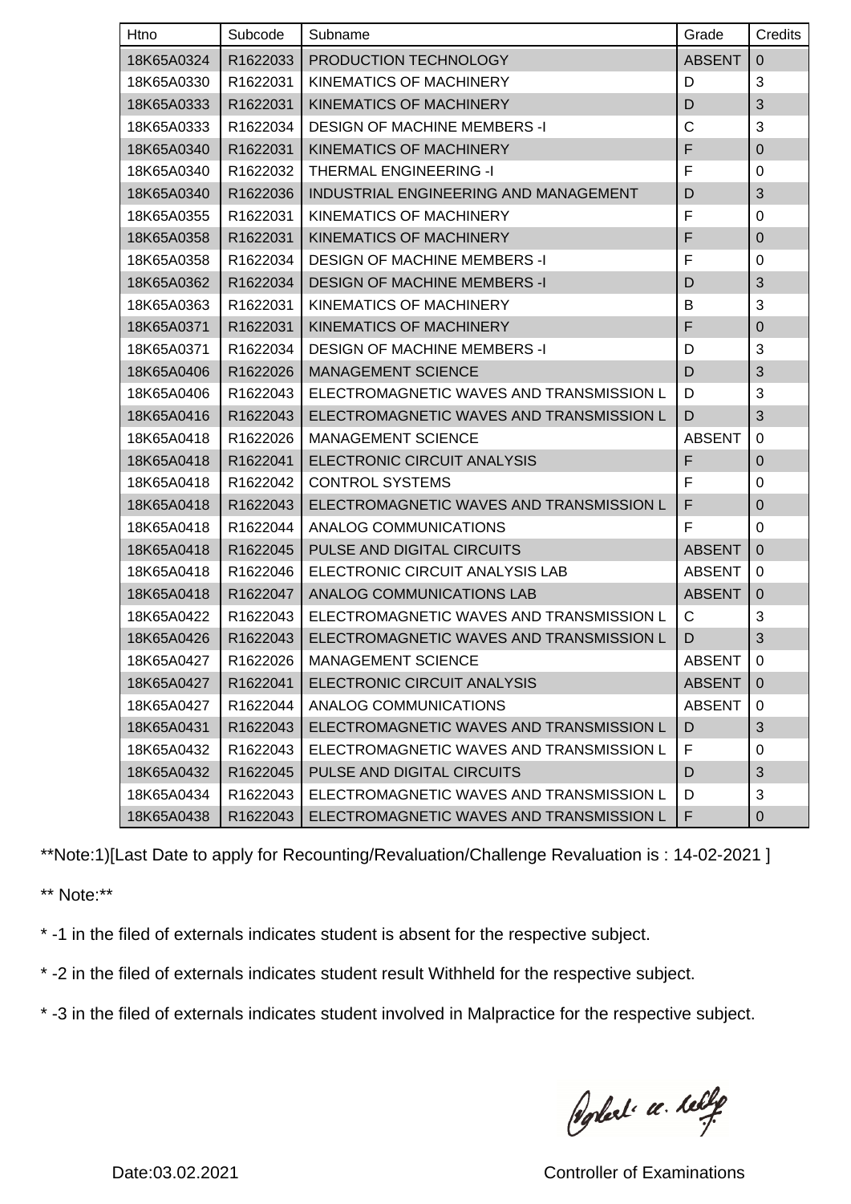| Htno | Subcode | Subname | Grade | Credits |
|---|---|---|---|---|
| 18K65A0324 | R1622033 | PRODUCTION TECHNOLOGY | ABSENT | 0 |
| 18K65A0330 | R1622031 | KINEMATICS OF MACHINERY | D | 3 |
| 18K65A0333 | R1622031 | KINEMATICS OF MACHINERY | D | 3 |
| 18K65A0333 | R1622034 | DESIGN OF MACHINE MEMBERS -I | C | 3 |
| 18K65A0340 | R1622031 | KINEMATICS OF MACHINERY | F | 0 |
| 18K65A0340 | R1622032 | THERMAL ENGINEERING -I | F | 0 |
| 18K65A0340 | R1622036 | INDUSTRIAL ENGINEERING AND MANAGEMENT | D | 3 |
| 18K65A0355 | R1622031 | KINEMATICS OF MACHINERY | F | 0 |
| 18K65A0358 | R1622031 | KINEMATICS OF MACHINERY | F | 0 |
| 18K65A0358 | R1622034 | DESIGN OF MACHINE MEMBERS -I | F | 0 |
| 18K65A0362 | R1622034 | DESIGN OF MACHINE MEMBERS -I | D | 3 |
| 18K65A0363 | R1622031 | KINEMATICS OF MACHINERY | B | 3 |
| 18K65A0371 | R1622031 | KINEMATICS OF MACHINERY | F | 0 |
| 18K65A0371 | R1622034 | DESIGN OF MACHINE MEMBERS -I | D | 3 |
| 18K65A0406 | R1622026 | MANAGEMENT SCIENCE | D | 3 |
| 18K65A0406 | R1622043 | ELECTROMAGNETIC WAVES AND TRANSMISSION L | D | 3 |
| 18K65A0416 | R1622043 | ELECTROMAGNETIC WAVES AND TRANSMISSION L | D | 3 |
| 18K65A0418 | R1622026 | MANAGEMENT SCIENCE | ABSENT | 0 |
| 18K65A0418 | R1622041 | ELECTRONIC CIRCUIT ANALYSIS | F | 0 |
| 18K65A0418 | R1622042 | CONTROL SYSTEMS | F | 0 |
| 18K65A0418 | R1622043 | ELECTROMAGNETIC WAVES AND TRANSMISSION L | F | 0 |
| 18K65A0418 | R1622044 | ANALOG COMMUNICATIONS | F | 0 |
| 18K65A0418 | R1622045 | PULSE AND DIGITAL CIRCUITS | ABSENT | 0 |
| 18K65A0418 | R1622046 | ELECTRONIC CIRCUIT ANALYSIS LAB | ABSENT | 0 |
| 18K65A0418 | R1622047 | ANALOG COMMUNICATIONS LAB | ABSENT | 0 |
| 18K65A0422 | R1622043 | ELECTROMAGNETIC WAVES AND TRANSMISSION L | C | 3 |
| 18K65A0426 | R1622043 | ELECTROMAGNETIC WAVES AND TRANSMISSION L | D | 3 |
| 18K65A0427 | R1622026 | MANAGEMENT SCIENCE | ABSENT | 0 |
| 18K65A0427 | R1622041 | ELECTRONIC CIRCUIT ANALYSIS | ABSENT | 0 |
| 18K65A0427 | R1622044 | ANALOG COMMUNICATIONS | ABSENT | 0 |
| 18K65A0431 | R1622043 | ELECTROMAGNETIC WAVES AND TRANSMISSION L | D | 3 |
| 18K65A0432 | R1622043 | ELECTROMAGNETIC WAVES AND TRANSMISSION L | F | 0 |
| 18K65A0432 | R1622045 | PULSE AND DIGITAL CIRCUITS | D | 3 |
| 18K65A0434 | R1622043 | ELECTROMAGNETIC WAVES AND TRANSMISSION L | D | 3 |
| 18K65A0438 | R1622043 | ELECTROMAGNETIC WAVES AND TRANSMISSION L | F | 0 |

**Note:1)[Last Date to apply for Recounting/Revaluation/Challenge Revaluation is : 14-02-2021 ]

** Note:**

* -1 in the filed of externals indicates student is absent for the respective subject.

* -2 in the filed of externals indicates student result Withheld for the respective subject.

* -3 in the filed of externals indicates student involved in Malpractice for the respective subject.

Date:03.02.2021

Controller of Examinations